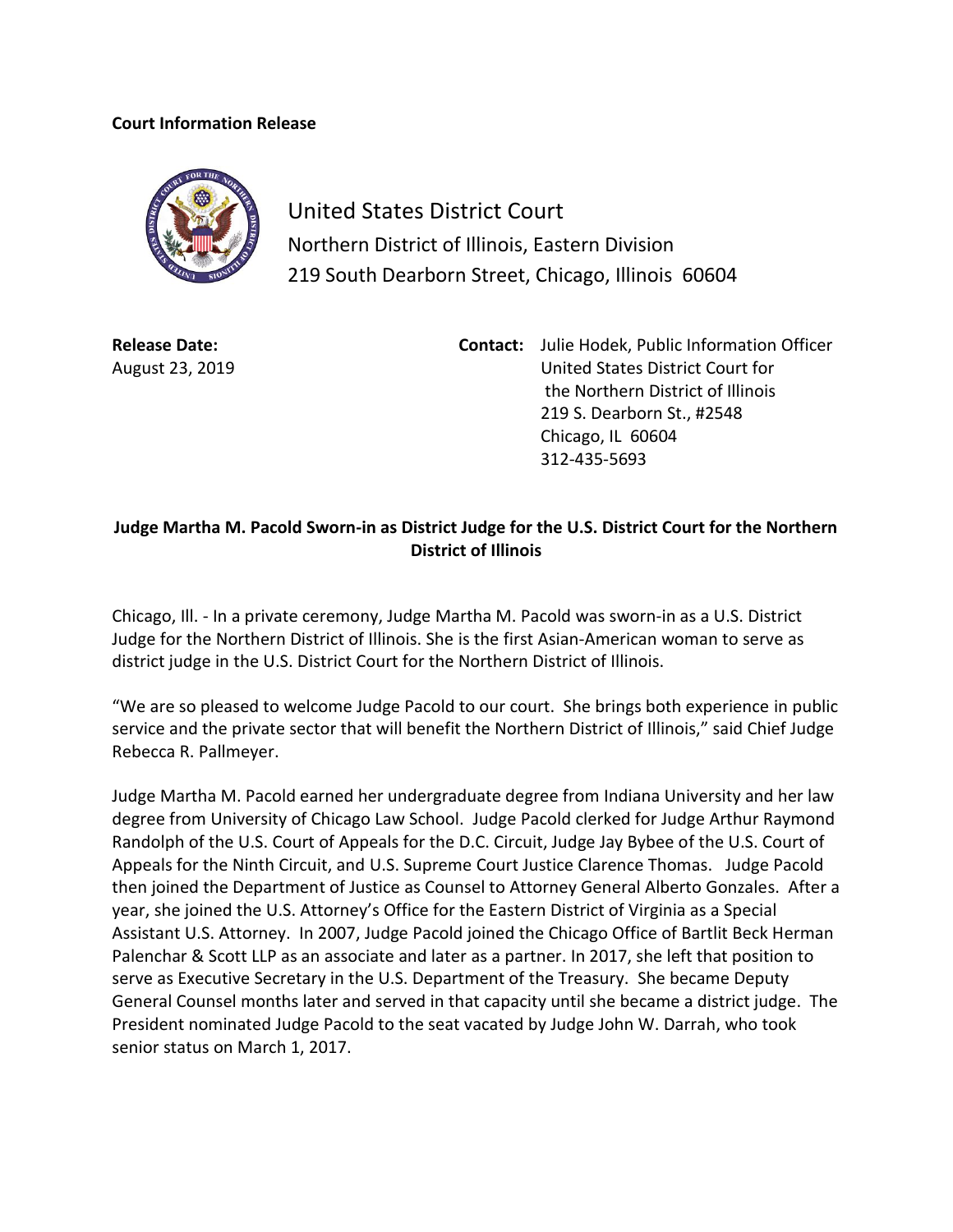**Court Information Release**

United States District Court
Northern District of Illinois, Eastern Division
219 South Dearborn Street, Chicago, Illinois 60604

**Release Date:**
August 23, 2019

**Contact:** Julie Hodek, Public Information Officer
United States District Court for
the Northern District of Illinois
219 S. Dearborn St., #2548
Chicago, IL 60604
312-435-5693

**Judge Martha M. Pacold Sworn-in as District Judge for the U.S. District Court for the Northern District of Illinois**

Chicago, Ill. - In a private ceremony, Judge Martha M. Pacold was sworn-in as a U.S. District Judge for the Northern District of Illinois. She is the first Asian-American woman to serve as district judge in the U.S. District Court for the Northern District of Illinois.

"We are so pleased to welcome Judge Pacold to our court. She brings both experience in public service and the private sector that will benefit the Northern District of Illinois," said Chief Judge Rebecca R. Pallmeyer.

Judge Martha M. Pacold earned her undergraduate degree from Indiana University and her law degree from University of Chicago Law School. Judge Pacold clerked for Judge Arthur Raymond Randolph of the U.S. Court of Appeals for the D.C. Circuit, Judge Jay Bybee of the U.S. Court of Appeals for the Ninth Circuit, and U.S. Supreme Court Justice Clarence Thomas. Judge Pacold then joined the Department of Justice as Counsel to Attorney General Alberto Gonzales. After a year, she joined the U.S. Attorney's Office for the Eastern District of Virginia as a Special Assistant U.S. Attorney. In 2007, Judge Pacold joined the Chicago Office of Bartlit Beck Herman Palenchar & Scott LLP as an associate and later as a partner. In 2017, she left that position to serve as Executive Secretary in the U.S. Department of the Treasury. She became Deputy General Counsel months later and served in that capacity until she became a district judge. The President nominated Judge Pacold to the seat vacated by Judge John W. Darrah, who took senior status on March 1, 2017.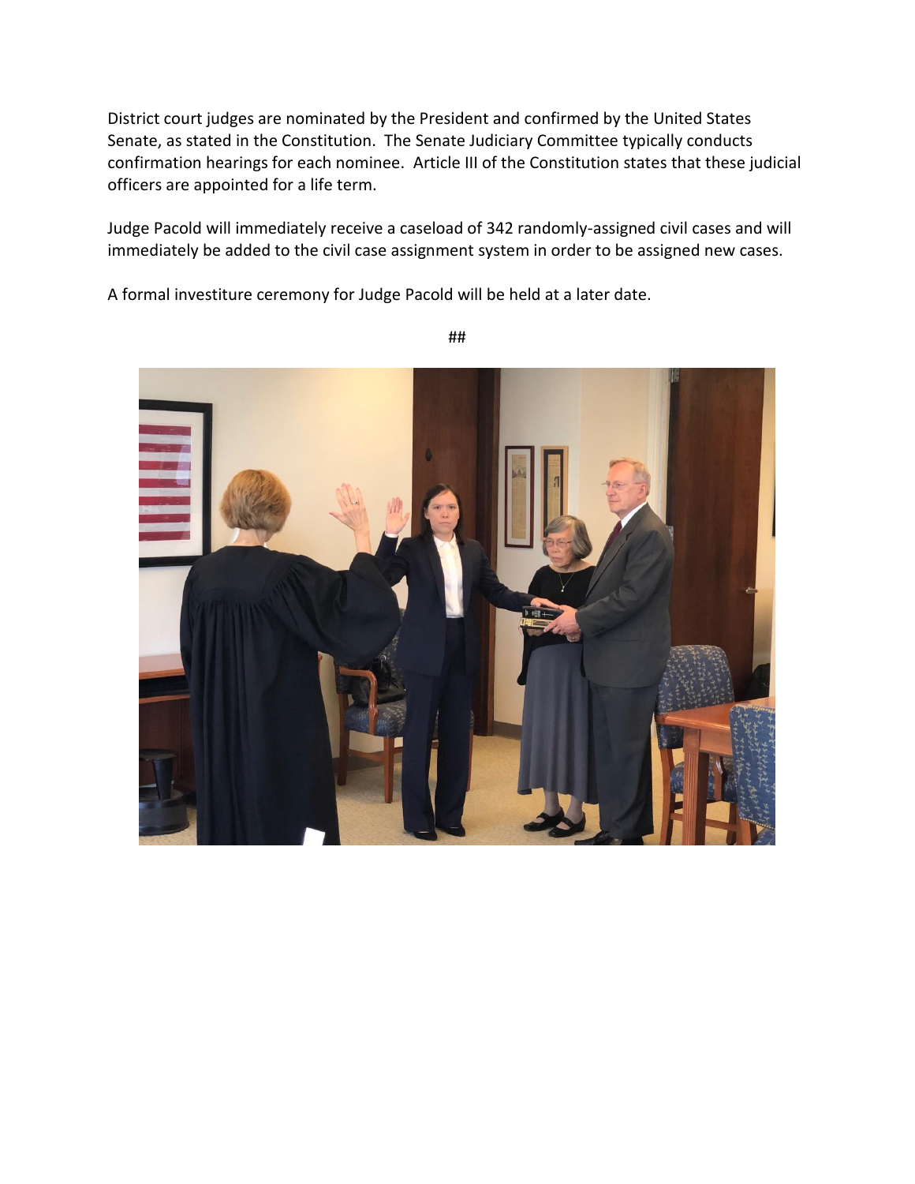District court judges are nominated by the President and confirmed by the United States Senate, as stated in the Constitution. The Senate Judiciary Committee typically conducts confirmation hearings for each nominee. Article III of the Constitution states that these judicial officers are appointed for a life term.

Judge Pacold will immediately receive a caseload of 342 randomly-assigned civil cases and will immediately be added to the civil case assignment system in order to be assigned new cases.

A formal investiture ceremony for Judge Pacold will be held at a later date.

##